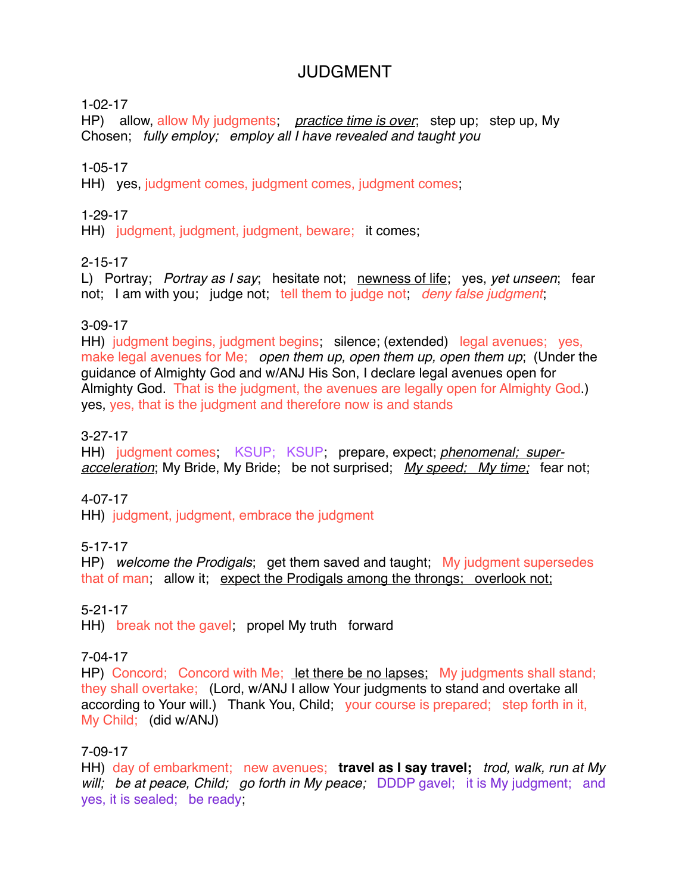# JUDGMENT

1-02-17
HP) allow, allow My judgments; *practice time is over*; step up; step up, My Chosen; *fully employ; employ all I have revealed and taught you*

1-05-17
HH) yes, judgment comes, judgment comes, judgment comes;

1-29-17
HH) judgment, judgment, judgment, beware; it comes;

2-15-17
L) Portray; *Portray as I say*; hesitate not; newness of life; yes, *yet unseen*; fear not; I am with you; judge not; tell them to judge not; *deny false judgment*;

3-09-17
HH) judgment begins, judgment begins; silence; (extended) legal avenues; yes, make legal avenues for Me; *open them up, open them up, open them up*; (Under the guidance of Almighty God and w/ANJ His Son, I declare legal avenues open for Almighty God. That is the judgment, the avenues are legally open for Almighty God.) yes, yes, that is the judgment and therefore now is and stands

3-27-17
HH) judgment comes; KSUP; KSUP; prepare, expect; *phenomenal; super-acceleration*; My Bride, My Bride; be not surprised; *My speed; My time;* fear not;

4-07-17
HH) judgment, judgment, embrace the judgment

5-17-17
HP) *welcome the Prodigals*; get them saved and taught; My judgment supersedes that of man; allow it; expect the Prodigals among the throngs; overlook not;

5-21-17
HH) break not the gavel; propel My truth forward

7-04-17
HP) Concord; Concord with Me; let there be no lapses; My judgments shall stand; they shall overtake; (Lord, w/ANJ I allow Your judgments to stand and overtake all according to Your will.) Thank You, Child; your course is prepared; step forth in it, My Child; (did w/ANJ)

7-09-17
HH) day of embarkment; new avenues; **travel as I say travel;** *trod, walk, run at My will; be at peace, Child; go forth in My peace;* DDDP gavel; it is My judgment; and yes, it is sealed; be ready;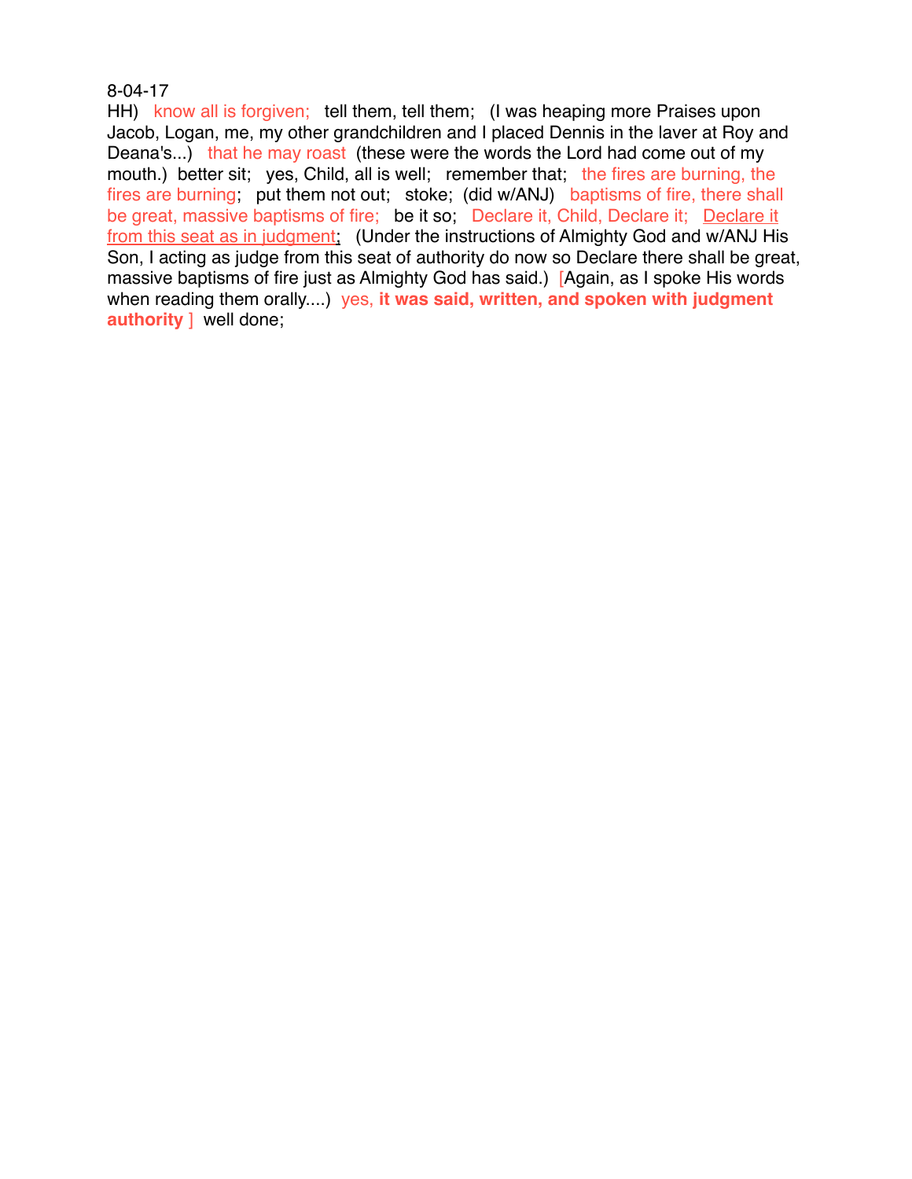8-04-17

HH) know all is forgiven; tell them, tell them; (I was heaping more Praises upon Jacob, Logan, me, my other grandchildren and I placed Dennis in the laver at Roy and Deana's...) that he may roast (these were the words the Lord had come out of my mouth.) better sit; yes, Child, all is well; remember that; the fires are burning, the fires are burning; put them not out; stoke; (did w/ANJ) baptisms of fire, there shall be great, massive baptisms of fire; be it so; Declare it, Child, Declare it; <u>Declare it from this seat as in judgment</u>; (Under the instructions of Almighty God and w/ANJ His Son, I acting as judge from this seat of authority do now so Declare there shall be great, massive baptisms of fire just as Almighty God has said.) [Again, as I spoke His words when reading them orally....) yes, **it was said, written, and spoken with judgment authority** ] well done;